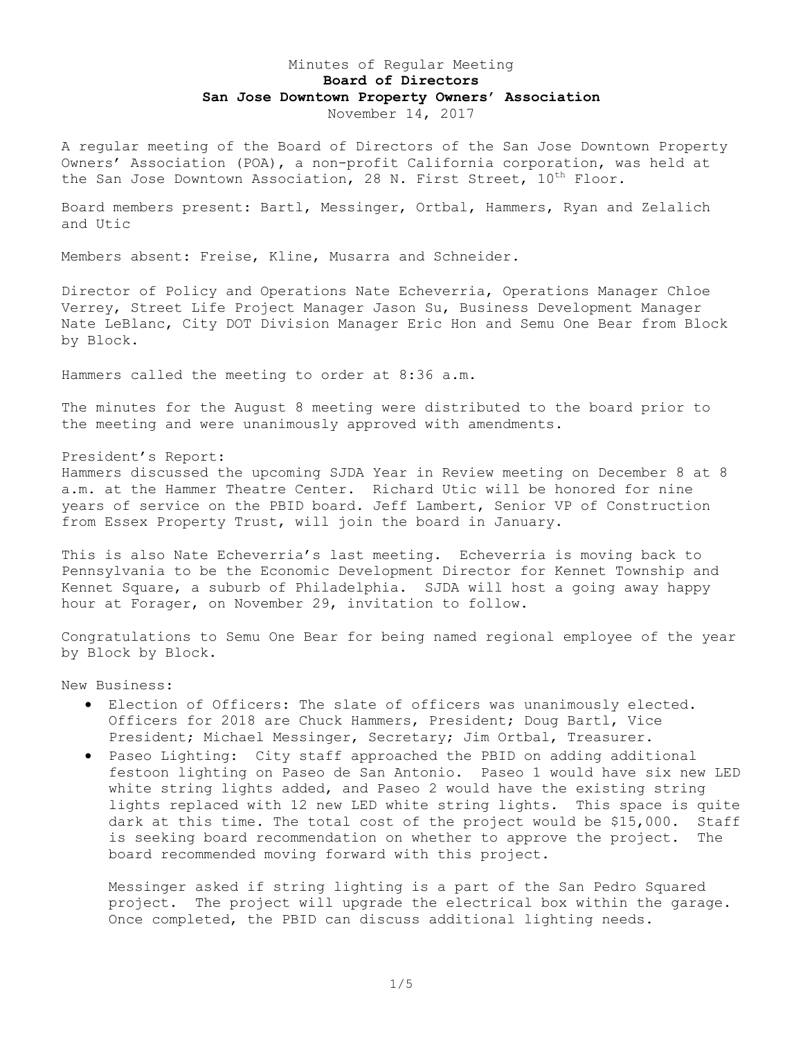Minutes of Regular Meeting

**Board of Directors**

**San Jose Downtown Property Owners' Association**

November 14, 2017

A regular meeting of the Board of Directors of the San Jose Downtown Property Owners' Association (POA), a non-profit California corporation, was held at the San Jose Downtown Association, 28 N. First Street, 10th Floor.

Board members present: Bartl, Messinger, Ortbal, Hammers, Ryan and Zelalich and Utic

Members absent: Freise, Kline, Musarra and Schneider.

Director of Policy and Operations Nate Echeverria, Operations Manager Chloe Verrey, Street Life Project Manager Jason Su, Business Development Manager Nate LeBlanc, City DOT Division Manager Eric Hon and Semu One Bear from Block by Block.

Hammers called the meeting to order at 8:36 a.m.

The minutes for the August 8 meeting were distributed to the board prior to the meeting and were unanimously approved with amendments.

President's Report:
Hammers discussed the upcoming SJDA Year in Review meeting on December 8 at 8 a.m. at the Hammer Theatre Center. Richard Utic will be honored for nine years of service on the PBID board. Jeff Lambert, Senior VP of Construction from Essex Property Trust, will join the board in January.

This is also Nate Echeverria's last meeting. Echeverria is moving back to Pennsylvania to be the Economic Development Director for Kennet Township and Kennet Square, a suburb of Philadelphia. SJDA will host a going away happy hour at Forager, on November 29, invitation to follow.

Congratulations to Semu One Bear for being named regional employee of the year by Block by Block.

New Business:

- Election of Officers: The slate of officers was unanimously elected. Officers for 2018 are Chuck Hammers, President; Doug Bartl, Vice President; Michael Messinger, Secretary; Jim Ortbal, Treasurer.
- Paseo Lighting: City staff approached the PBID on adding additional festoon lighting on Paseo de San Antonio. Paseo 1 would have six new LED white string lights added, and Paseo 2 would have the existing string lights replaced with 12 new LED white string lights. This space is quite dark at this time. The total cost of the project would be $15,000. Staff is seeking board recommendation on whether to approve the project. The board recommended moving forward with this project.

  Messinger asked if string lighting is a part of the San Pedro Squared project. The project will upgrade the electrical box within the garage. Once completed, the PBID can discuss additional lighting needs.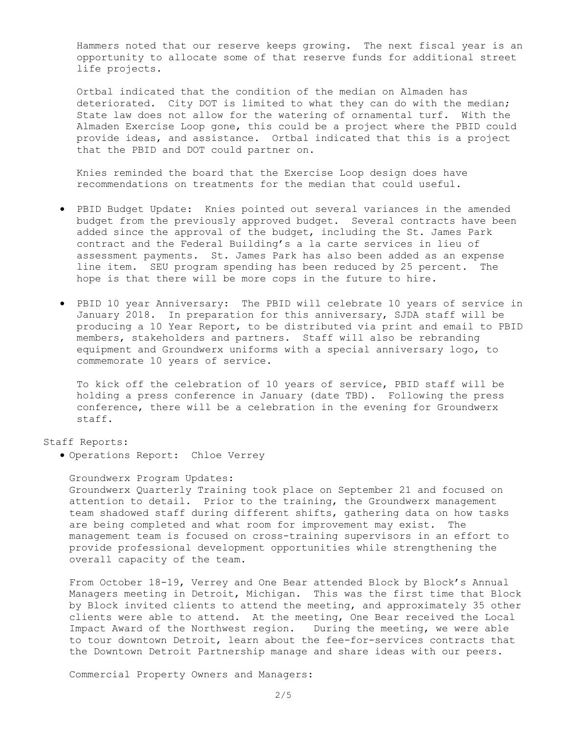Hammers noted that our reserve keeps growing. The next fiscal year is an opportunity to allocate some of that reserve funds for additional street life projects.

Ortbal indicated that the condition of the median on Almaden has deteriorated. City DOT is limited to what they can do with the median; State law does not allow for the watering of ornamental turf. With the Almaden Exercise Loop gone, this could be a project where the PBID could provide ideas, and assistance. Ortbal indicated that this is a project that the PBID and DOT could partner on.

Knies reminded the board that the Exercise Loop design does have recommendations on treatments for the median that could useful.

- PBID Budget Update: Knies pointed out several variances in the amended budget from the previously approved budget. Several contracts have been added since the approval of the budget, including the St. James Park contract and the Federal Building's a la carte services in lieu of assessment payments. St. James Park has also been added as an expense line item. SEU program spending has been reduced by 25 percent. The hope is that there will be more cops in the future to hire.

- PBID 10 year Anniversary: The PBID will celebrate 10 years of service in January 2018. In preparation for this anniversary, SJDA staff will be producing a 10 Year Report, to be distributed via print and email to PBID members, stakeholders and partners. Staff will also be rebranding equipment and Groundwerx uniforms with a special anniversary logo, to commemorate 10 years of service.

  To kick off the celebration of 10 years of service, PBID staff will be holding a press conference in January (date TBD). Following the press conference, there will be a celebration in the evening for Groundwerx staff.

Staff Reports:

- Operations Report: Chloe Verrey

  Groundwerx Program Updates:
  Groundwerx Quarterly Training took place on September 21 and focused on attention to detail. Prior to the training, the Groundwerx management team shadowed staff during different shifts, gathering data on how tasks are being completed and what room for improvement may exist. The management team is focused on cross-training supervisors in an effort to provide professional development opportunities while strengthening the overall capacity of the team.

  From October 18-19, Verrey and One Bear attended Block by Block's Annual Managers meeting in Detroit, Michigan. This was the first time that Block by Block invited clients to attend the meeting, and approximately 35 other clients were able to attend. At the meeting, One Bear received the Local Impact Award of the Northwest region. During the meeting, we were able to tour downtown Detroit, learn about the fee-for-services contracts that the Downtown Detroit Partnership manage and share ideas with our peers.

  Commercial Property Owners and Managers: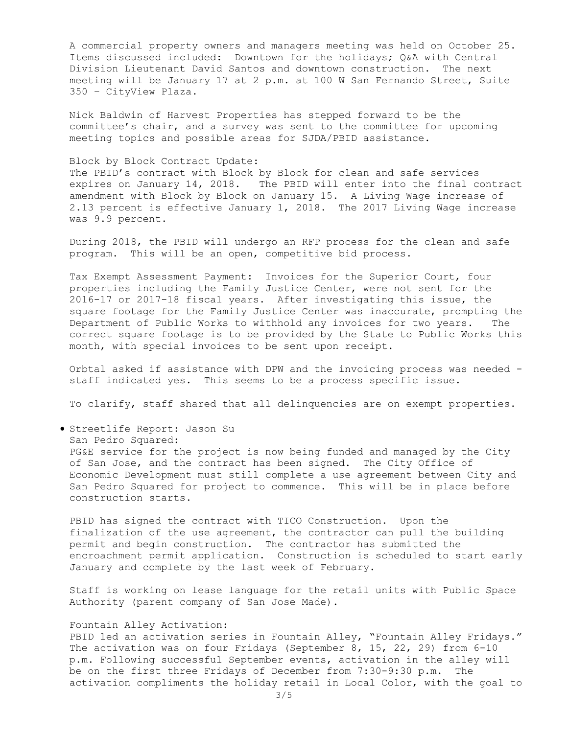A commercial property owners and managers meeting was held on October 25. Items discussed included: Downtown for the holidays; Q&A with Central Division Lieutenant David Santos and downtown construction. The next meeting will be January 17 at 2 p.m. at 100 W San Fernando Street, Suite 350 – CityView Plaza.

Nick Baldwin of Harvest Properties has stepped forward to be the committee's chair, and a survey was sent to the committee for upcoming meeting topics and possible areas for SJDA/PBID assistance.

Block by Block Contract Update:
The PBID's contract with Block by Block for clean and safe services expires on January 14, 2018. The PBID will enter into the final contract amendment with Block by Block on January 15. A Living Wage increase of 2.13 percent is effective January 1, 2018. The 2017 Living Wage increase was 9.9 percent.

During 2018, the PBID will undergo an RFP process for the clean and safe program. This will be an open, competitive bid process.

Tax Exempt Assessment Payment: Invoices for the Superior Court, four properties including the Family Justice Center, were not sent for the 2016-17 or 2017-18 fiscal years. After investigating this issue, the square footage for the Family Justice Center was inaccurate, prompting the Department of Public Works to withhold any invoices for two years. The correct square footage is to be provided by the State to Public Works this month, with special invoices to be sent upon receipt.

Orbtal asked if assistance with DPW and the invoicing process was needed - staff indicated yes. This seems to be a process specific issue.

To clarify, staff shared that all delinquencies are on exempt properties.

- Streetlife Report: Jason Su

San Pedro Squared:
PG&E service for the project is now being funded and managed by the City of San Jose, and the contract has been signed. The City Office of Economic Development must still complete a use agreement between City and San Pedro Squared for project to commence. This will be in place before construction starts.

PBID has signed the contract with TICO Construction. Upon the finalization of the use agreement, the contractor can pull the building permit and begin construction. The contractor has submitted the encroachment permit application. Construction is scheduled to start early January and complete by the last week of February.

Staff is working on lease language for the retail units with Public Space Authority (parent company of San Jose Made).

Fountain Alley Activation:
PBID led an activation series in Fountain Alley, "Fountain Alley Fridays." The activation was on four Fridays (September 8, 15, 22, 29) from 6-10 p.m. Following successful September events, activation in the alley will be on the first three Fridays of December from 7:30-9:30 p.m. The activation compliments the holiday retail in Local Color, with the goal to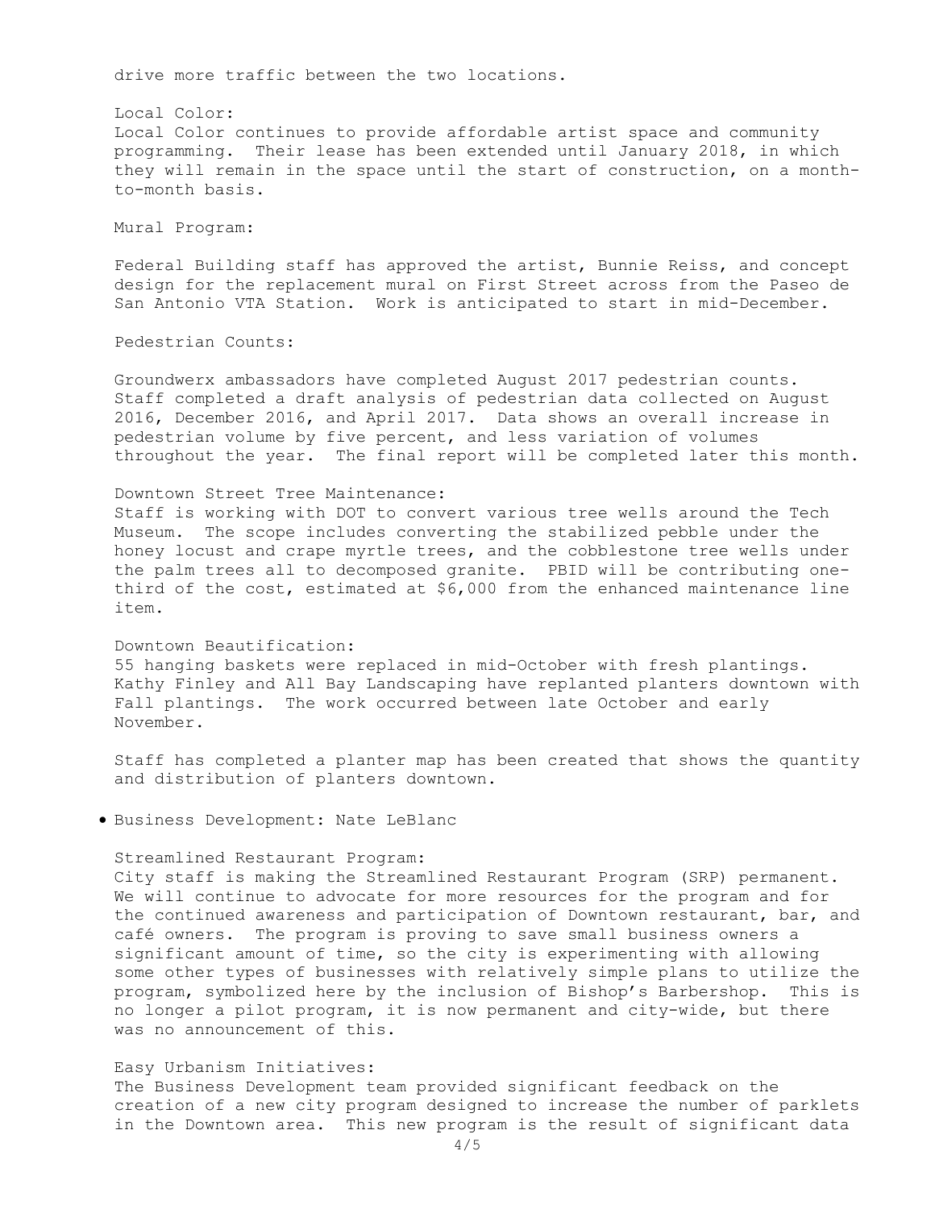drive more traffic between the two locations.

Local Color:
Local Color continues to provide affordable artist space and community programming. Their lease has been extended until January 2018, in which they will remain in the space until the start of construction, on a month-to-month basis.

Mural Program:

Federal Building staff has approved the artist, Bunnie Reiss, and concept design for the replacement mural on First Street across from the Paseo de San Antonio VTA Station. Work is anticipated to start in mid-December.

Pedestrian Counts:

Groundwerx ambassadors have completed August 2017 pedestrian counts. Staff completed a draft analysis of pedestrian data collected on August 2016, December 2016, and April 2017. Data shows an overall increase in pedestrian volume by five percent, and less variation of volumes throughout the year. The final report will be completed later this month.

Downtown Street Tree Maintenance:
Staff is working with DOT to convert various tree wells around the Tech Museum. The scope includes converting the stabilized pebble under the honey locust and crape myrtle trees, and the cobblestone tree wells under the palm trees all to decomposed granite. PBID will be contributing one-third of the cost, estimated at $6,000 from the enhanced maintenance line item.

Downtown Beautification:
55 hanging baskets were replaced in mid-October with fresh plantings. Kathy Finley and All Bay Landscaping have replanted planters downtown with Fall plantings. The work occurred between late October and early November.

Staff has completed a planter map has been created that shows the quantity and distribution of planters downtown.

- Business Development: Nate LeBlanc

Streamlined Restaurant Program:
City staff is making the Streamlined Restaurant Program (SRP) permanent. We will continue to advocate for more resources for the program and for the continued awareness and participation of Downtown restaurant, bar, and café owners. The program is proving to save small business owners a significant amount of time, so the city is experimenting with allowing some other types of businesses with relatively simple plans to utilize the program, symbolized here by the inclusion of Bishop's Barbershop. This is no longer a pilot program, it is now permanent and city-wide, but there was no announcement of this.

Easy Urbanism Initiatives:
The Business Development team provided significant feedback on the creation of a new city program designed to increase the number of parklets in the Downtown area. This new program is the result of significant data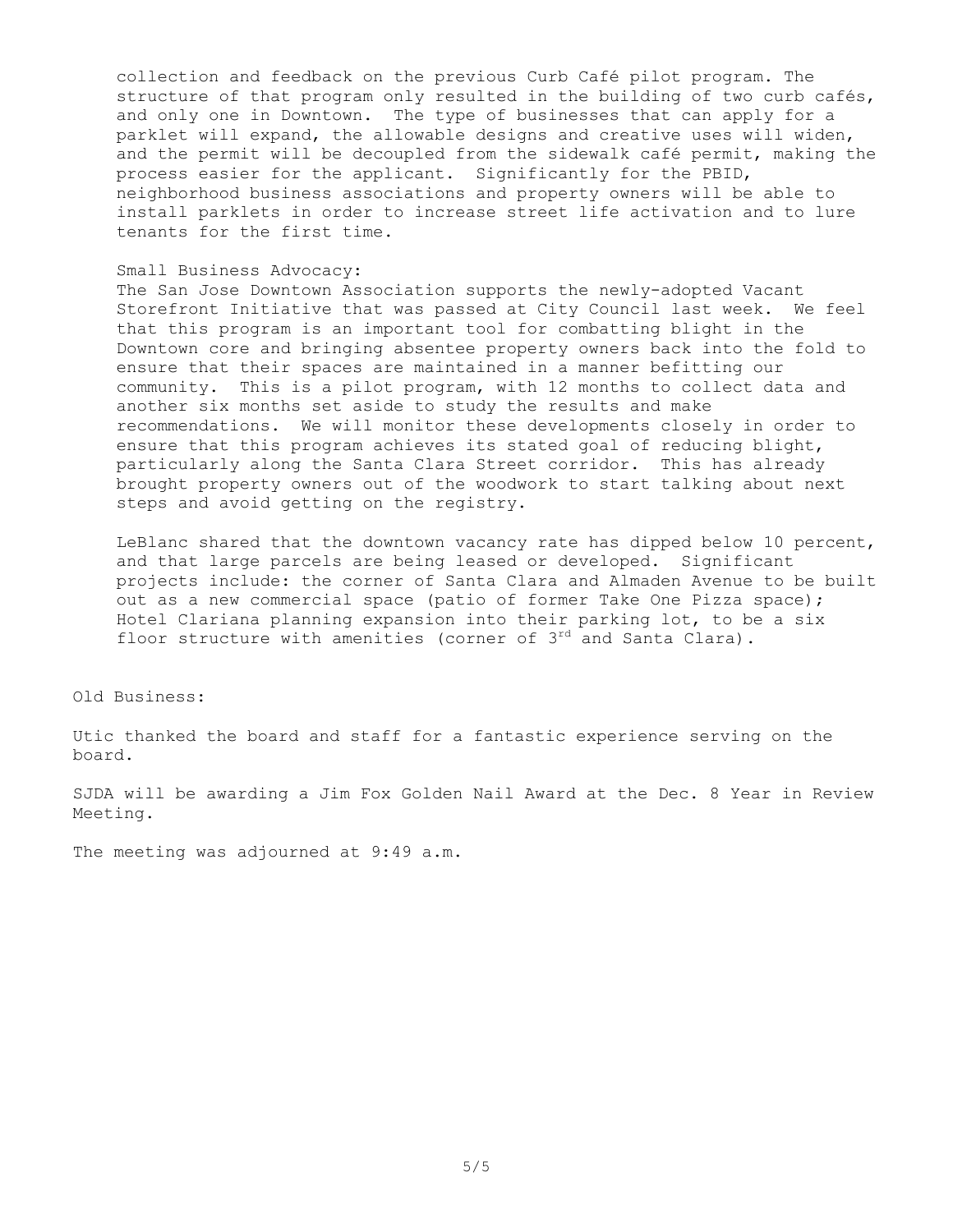collection and feedback on the previous Curb Café pilot program. The structure of that program only resulted in the building of two curb cafés, and only one in Downtown. The type of businesses that can apply for a parklet will expand, the allowable designs and creative uses will widen, and the permit will be decoupled from the sidewalk café permit, making the process easier for the applicant. Significantly for the PBID, neighborhood business associations and property owners will be able to install parklets in order to increase street life activation and to lure tenants for the first time.

Small Business Advocacy:
The San Jose Downtown Association supports the newly-adopted Vacant Storefront Initiative that was passed at City Council last week. We feel that this program is an important tool for combatting blight in the Downtown core and bringing absentee property owners back into the fold to ensure that their spaces are maintained in a manner befitting our community. This is a pilot program, with 12 months to collect data and another six months set aside to study the results and make recommendations. We will monitor these developments closely in order to ensure that this program achieves its stated goal of reducing blight, particularly along the Santa Clara Street corridor. This has already brought property owners out of the woodwork to start talking about next steps and avoid getting on the registry.

LeBlanc shared that the downtown vacancy rate has dipped below 10 percent, and that large parcels are being leased or developed. Significant projects include: the corner of Santa Clara and Almaden Avenue to be built out as a new commercial space (patio of former Take One Pizza space); Hotel Clariana planning expansion into their parking lot, to be a six floor structure with amenities (corner of 3rd and Santa Clara).

Old Business:

Utic thanked the board and staff for a fantastic experience serving on the board.

SJDA will be awarding a Jim Fox Golden Nail Award at the Dec. 8 Year in Review Meeting.

The meeting was adjourned at 9:49 a.m.